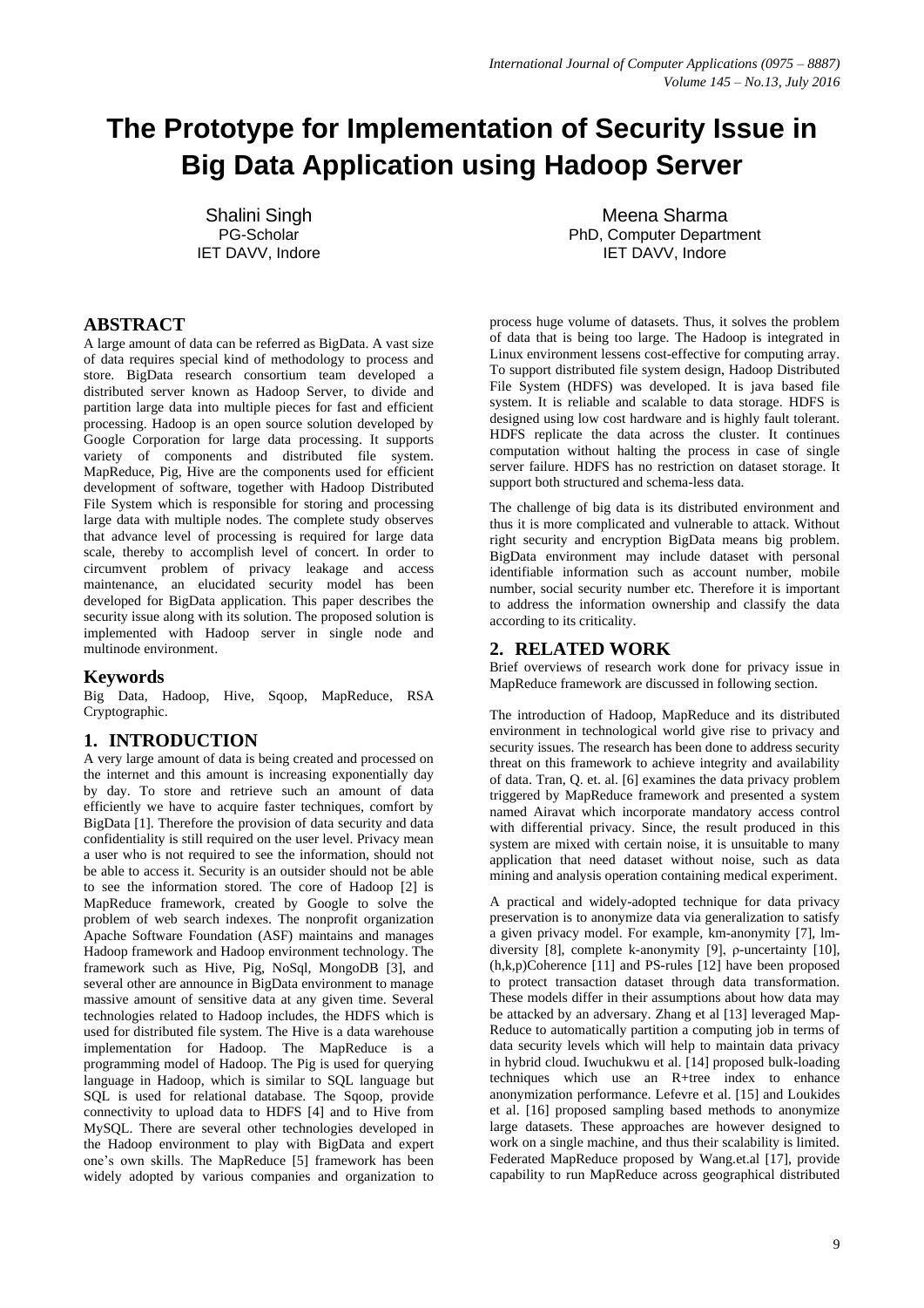# The Prototype for Implementation of Security Issue in Big Data Application using Hadoop Server

Shalini Singh
PG-Scholar
IET DAVV, Indore

Meena Sharma
PhD, Computer Department
IET DAVV, Indore

## ABSTRACT

A large amount of data can be referred as BigData. A vast size of data requires special kind of methodology to process and store. BigData research consortium team developed a distributed server known as Hadoop Server, to divide and partition large data into multiple pieces for fast and efficient processing. Hadoop is an open source solution developed by Google Corporation for large data processing. It supports variety of components and distributed file system. MapReduce, Pig, Hive are the components used for efficient development of software, together with Hadoop Distributed File System which is responsible for storing and processing large data with multiple nodes. The complete study observes that advance level of processing is required for large data scale, thereby to accomplish level of concert. In order to circumvent problem of privacy leakage and access maintenance, an elucidated security model has been developed for BigData application. This paper describes the security issue along with its solution. The proposed solution is implemented with Hadoop server in single node and multinode environment.

## Keywords

Big Data, Hadoop, Hive, Sqoop, MapReduce, RSA Cryptographic.

## 1. INTRODUCTION

A very large amount of data is being created and processed on the internet and this amount is increasing exponentially day by day. To store and retrieve such an amount of data efficiently we have to acquire faster techniques, comfort by BigData [1]. Therefore the provision of data security and data confidentiality is still required on the user level. Privacy mean a user who is not required to see the information, should not be able to access it. Security is an outsider should not be able to see the information stored. The core of Hadoop [2] is MapReduce framework, created by Google to solve the problem of web search indexes. The nonprofit organization Apache Software Foundation (ASF) maintains and manages Hadoop framework and Hadoop environment technology. The framework such as Hive, Pig, NoSql, MongoDB [3], and several other are announce in BigData environment to manage massive amount of sensitive data at any given time. Several technologies related to Hadoop includes, the HDFS which is used for distributed file system. The Hive is a data warehouse implementation for Hadoop. The MapReduce is a programming model of Hadoop. The Pig is used for querying language in Hadoop, which is similar to SQL language but SQL is used for relational database. The Sqoop, provide connectivity to upload data to HDFS [4] and to Hive from MySQL. There are several other technologies developed in the Hadoop environment to play with BigData and expert one's own skills. The MapReduce [5] framework has been widely adopted by various companies and organization to process huge volume of datasets. Thus, it solves the problem of data that is being too large. The Hadoop is integrated in Linux environment lessens cost-effective for computing array. To support distributed file system design, Hadoop Distributed File System (HDFS) was developed. It is java based file system. It is reliable and scalable to data storage. HDFS is designed using low cost hardware and is highly fault tolerant. HDFS replicate the data across the cluster. It continues computation without halting the process in case of single server failure. HDFS has no restriction on dataset storage. It support both structured and schema-less data.

The challenge of big data is its distributed environment and thus it is more complicated and vulnerable to attack. Without right security and encryption BigData means big problem. BigData environment may include dataset with personal identifiable information such as account number, mobile number, social security number etc. Therefore it is important to address the information ownership and classify the data according to its criticality.

## 2. RELATED WORK

Brief overviews of research work done for privacy issue in MapReduce framework are discussed in following section.

The introduction of Hadoop, MapReduce and its distributed environment in technological world give rise to privacy and security issues. The research has been done to address security threat on this framework to achieve integrity and availability of data. Tran, Q. et. al. [6] examines the data privacy problem triggered by MapReduce framework and presented a system named Airavat which incorporate mandatory access control with differential privacy. Since, the result produced in this system are mixed with certain noise, it is unsuitable to many application that need dataset without noise, such as data mining and analysis operation containing medical experiment.

A practical and widely-adopted technique for data privacy preservation is to anonymize data via generalization to satisfy a given privacy model. For example, km-anonymity [7], lm-diversity [8], complete k-anonymity [9], ρ-uncertainty [10], (h,k,p)Coherence [11] and PS-rules [12] have been proposed to protect transaction dataset through data transformation. These models differ in their assumptions about how data may be attacked by an adversary. Zhang et al [13] leveraged Map-Reduce to automatically partition a computing job in terms of data security levels which will help to maintain data privacy in hybrid cloud. Iwuchukwu et al. [14] proposed bulk-loading techniques which use an R+tree index to enhance anonymization performance. Lefevre et al. [15] and Loukides et al. [16] proposed sampling based methods to anonymize large datasets. These approaches are however designed to work on a single machine, and thus their scalability is limited. Federated MapReduce proposed by Wang.et.al [17], provide capability to run MapReduce across geographical distributed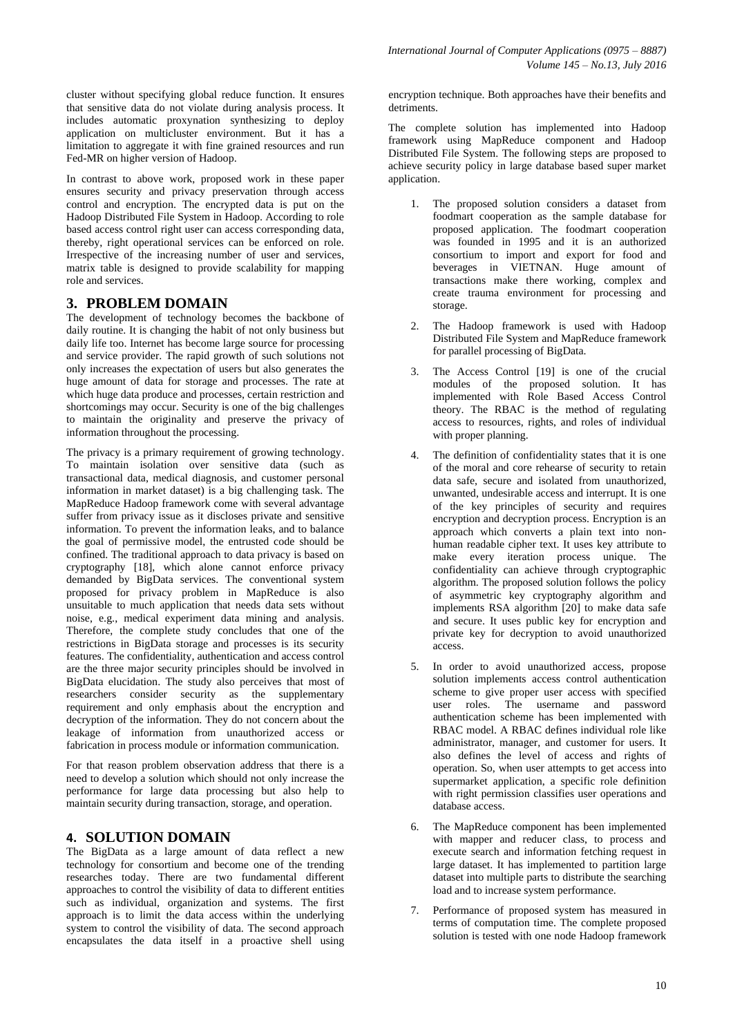cluster without specifying global reduce function. It ensures that sensitive data do not violate during analysis process. It includes automatic proxynation synthesizing to deploy application on multicluster environment. But it has a limitation to aggregate it with fine grained resources and run Fed-MR on higher version of Hadoop.

In contrast to above work, proposed work in these paper ensures security and privacy preservation through access control and encryption. The encrypted data is put on the Hadoop Distributed File System in Hadoop. According to role based access control right user can access corresponding data, thereby, right operational services can be enforced on role. Irrespective of the increasing number of user and services, matrix table is designed to provide scalability for mapping role and services.

## 3. PROBLEM DOMAIN

The development of technology becomes the backbone of daily routine. It is changing the habit of not only business but daily life too. Internet has become large source for processing and service provider. The rapid growth of such solutions not only increases the expectation of users but also generates the huge amount of data for storage and processes. The rate at which huge data produce and processes, certain restriction and shortcomings may occur. Security is one of the big challenges to maintain the originality and preserve the privacy of information throughout the processing.

The privacy is a primary requirement of growing technology. To maintain isolation over sensitive data (such as transactional data, medical diagnosis, and customer personal information in market dataset) is a big challenging task. The MapReduce Hadoop framework come with several advantage suffer from privacy issue as it discloses private and sensitive information. To prevent the information leaks, and to balance the goal of permissive model, the entrusted code should be confined. The traditional approach to data privacy is based on cryptography [18], which alone cannot enforce privacy demanded by BigData services. The conventional system proposed for privacy problem in MapReduce is also unsuitable to much application that needs data sets without noise, e.g., medical experiment data mining and analysis. Therefore, the complete study concludes that one of the restrictions in BigData storage and processes is its security features. The confidentiality, authentication and access control are the three major security principles should be involved in BigData elucidation. The study also perceives that most of researchers consider security as the supplementary requirement and only emphasis about the encryption and decryption of the information. They do not concern about the leakage of information from unauthorized access or fabrication in process module or information communication.

For that reason problem observation address that there is a need to develop a solution which should not only increase the performance for large data processing but also help to maintain security during transaction, storage, and operation.

## 4. SOLUTION DOMAIN

The BigData as a large amount of data reflect a new technology for consortium and become one of the trending researches today. There are two fundamental different approaches to control the visibility of data to different entities such as individual, organization and systems. The first approach is to limit the data access within the underlying system to control the visibility of data. The second approach encapsulates the data itself in a proactive shell using encryption technique. Both approaches have their benefits and detriments.

The complete solution has implemented into Hadoop framework using MapReduce component and Hadoop Distributed File System. The following steps are proposed to achieve security policy in large database based super market application.

1. The proposed solution considers a dataset from foodmart cooperation as the sample database for proposed application. The foodmart cooperation was founded in 1995 and it is an authorized consortium to import and export for food and beverages in VIETNAN. Huge amount of transactions make there working, complex and create trauma environment for processing and storage.
2. The Hadoop framework is used with Hadoop Distributed File System and MapReduce framework for parallel processing of BigData.
3. The Access Control [19] is one of the crucial modules of the proposed solution. It has implemented with Role Based Access Control theory. The RBAC is the method of regulating access to resources, rights, and roles of individual with proper planning.
4. The definition of confidentiality states that it is one of the moral and core rehearse of security to retain data safe, secure and isolated from unauthorized, unwanted, undesirable access and interrupt. It is one of the key principles of security and requires encryption and decryption process. Encryption is an approach which converts a plain text into non-human readable cipher text. It uses key attribute to make every iteration process unique. The confidentiality can achieve through cryptographic algorithm. The proposed solution follows the policy of asymmetric key cryptography algorithm and implements RSA algorithm [20] to make data safe and secure. It uses public key for encryption and private key for decryption to avoid unauthorized access.
5. In order to avoid unauthorized access, propose solution implements access control authentication scheme to give proper user access with specified user roles. The username and password authentication scheme has been implemented with RBAC model. A RBAC defines individual role like administrator, manager, and customer for users. It also defines the level of access and rights of operation. So, when user attempts to get access into supermarket application, a specific role definition with right permission classifies user operations and database access.
6. The MapReduce component has been implemented with mapper and reducer class, to process and execute search and information fetching request in large dataset. It has implemented to partition large dataset into multiple parts to distribute the searching load and to increase system performance.
7. Performance of proposed system has measured in terms of computation time. The complete proposed solution is tested with one node Hadoop framework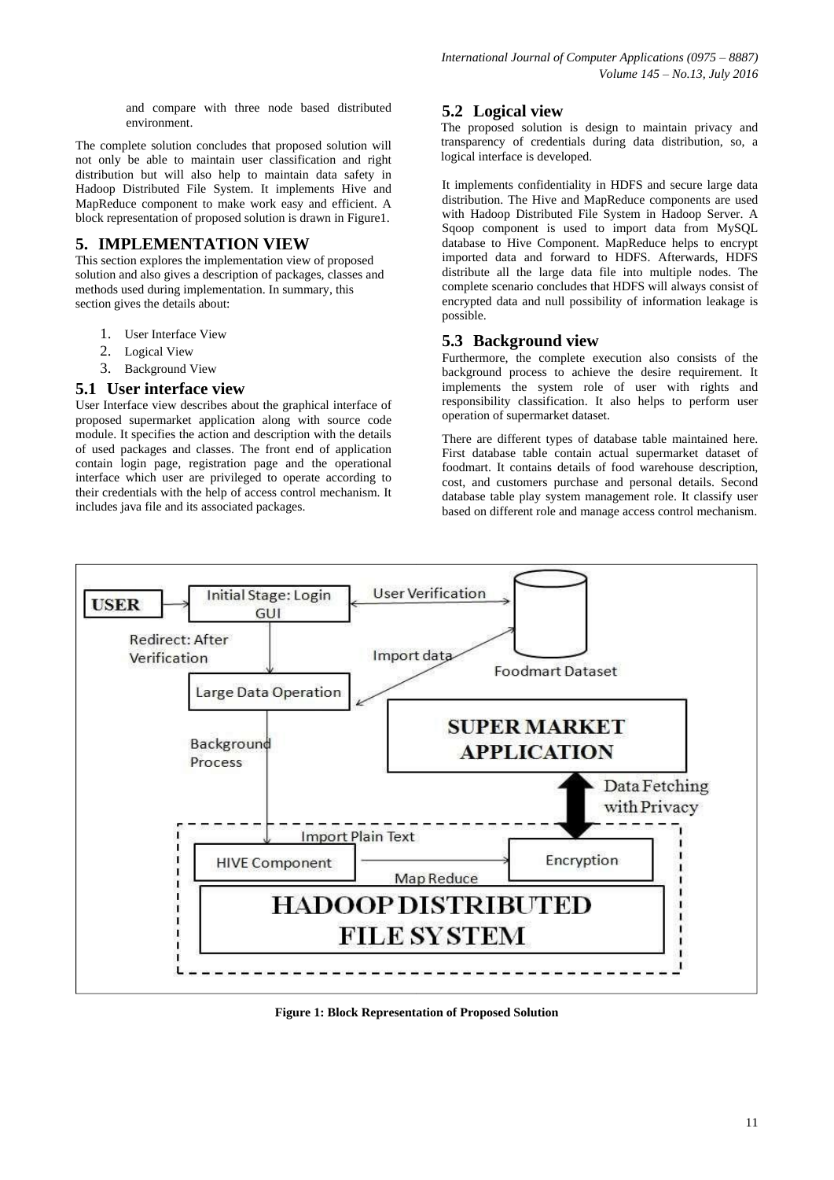and compare with three node based distributed environment.

The complete solution concludes that proposed solution will not only be able to maintain user classification and right distribution but will also help to maintain data safety in Hadoop Distributed File System. It implements Hive and MapReduce component to make work easy and efficient. A block representation of proposed solution is drawn in Figure1.

## 5. IMPLEMENTATION VIEW

This section explores the implementation view of proposed solution and also gives a description of packages, classes and methods used during implementation. In summary, this section gives the details about:

1. User Interface View
2. Logical View
3. Background View

### 5.1 User interface view

User Interface view describes about the graphical interface of proposed supermarket application along with source code module. It specifies the action and description with the details of used packages and classes. The front end of application contain login page, registration page and the operational interface which user are privileged to operate according to their credentials with the help of access control mechanism. It includes java file and its associated packages.

### 5.2 Logical view

The proposed solution is design to maintain privacy and transparency of credentials during data distribution, so, a logical interface is developed.

It implements confidentiality in HDFS and secure large data distribution. The Hive and MapReduce components are used with Hadoop Distributed File System in Hadoop Server. A Sqoop component is used to import data from MySQL database to Hive Component. MapReduce helps to encrypt imported data and forward to HDFS. Afterwards, HDFS distribute all the large data file into multiple nodes. The complete scenario concludes that HDFS will always consist of encrypted data and null possibility of information leakage is possible.

### 5.3 Background view

Furthermore, the complete execution also consists of the background process to achieve the desire requirement. It implements the system role of user with rights and responsibility classification. It also helps to perform user operation of supermarket dataset.

There are different types of database table maintained here. First database table contain actual supermarket dataset of foodmart. It contains details of food warehouse description, cost, and customers purchase and personal details. Second database table play system management role. It classify user based on different role and manage access control mechanism.

USER — Initial Stage: Login GUI — User Verification — Foodmart Dataset — Redirect: After Verification — Import data — Large Data Operation — SUPER MARKET APPLICATION — Background Process — Data Fetching with Privacy — Import Plain Text — HIVE Component — Encryption — Map Reduce — HADOOP DISTRIBUTED FILE SYSTEM

**Figure 1: Block Representation of Proposed Solution**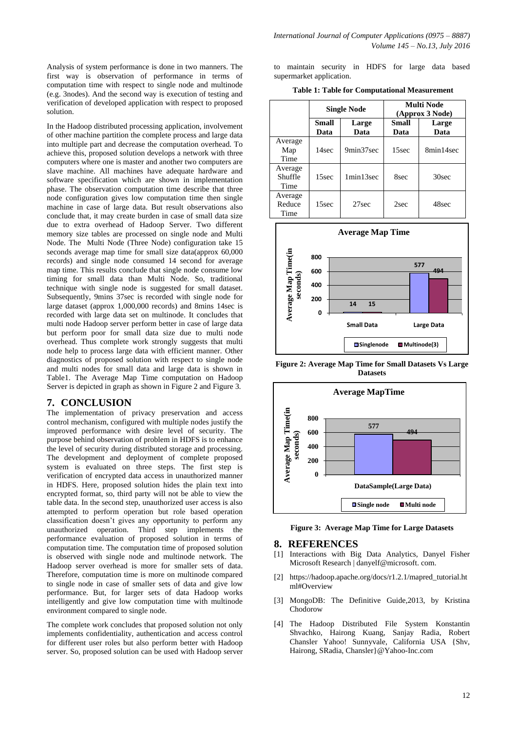Analysis of system performance is done in two manners. The first way is observation of performance in terms of computation time with respect to single node and multinode (e.g. 3nodes). And the second way is execution of testing and verification of developed application with respect to proposed solution.

In the Hadoop distributed processing application, involvement of other machine partition the complete process and large data into multiple part and decrease the computation overhead. To achieve this, proposed solution develops a network with three computers where one is master and another two computers are slave machine. All machines have adequate hardware and software specification which are shown in implementation phase. The observation computation time describe that three node configuration gives low computation time then single machine in case of large data. But result observations also conclude that, it may create burden in case of small data size due to extra overhead of Hadoop Server. Two different memory size tables are processed on single node and Multi Node. The Multi Node (Three Node) configuration take 15 seconds average map time for small size data(approx 60,000 records) and single node consumed 14 second for average map time. This results conclude that single node consume low timing for small data than Multi Node. So, traditional technique with single node is suggested for small dataset. Subsequently, 9mins 37sec is recorded with single node for large dataset (approx 1,000,000 records) and 8mins 14sec is recorded with large data set on multinode. It concludes that multi node Hadoop server perform better in case of large data but perform poor for small data size due to multi node overhead. Thus complete work strongly suggests that multi node help to process large data with efficient manner. Other diagnostics of proposed solution with respect to single node and multi nodes for small data and large data is shown in Table1. The Average Map Time computation on Hadoop Server is depicted in graph as shown in Figure 2 and Figure 3.

## 7. CONCLUSION

The implementation of privacy preservation and access control mechanism, configured with multiple nodes justify the improved performance with desire level of security. The purpose behind observation of problem in HDFS is to enhance the level of security during distributed storage and processing. The development and deployment of complete proposed system is evaluated on three steps. The first step is verification of encrypted data access in unauthorized manner in HDFS. Here, proposed solution hides the plain text into encrypted format, so, third party will not be able to view the table data. In the second step, unauthorized user access is also attempted to perform operation but role based operation classification doesn't gives any opportunity to perform any unauthorized operation. Third step implements the performance evaluation of proposed solution in terms of computation time. The computation time of proposed solution is observed with single node and multinode network. The Hadoop server overhead is more for smaller sets of data. Therefore, computation time is more on multinode compared to single node in case of smaller sets of data and give low performance. But, for larger sets of data Hadoop works intelligently and give low computation time with multinode environment compared to single node.

The complete work concludes that proposed solution not only implements confidentiality, authentication and access control for different user roles but also perform better with Hadoop server. So, proposed solution can be used with Hadoop server to maintain security in HDFS for large data based supermarket application.

**Table 1: Table for Computational Measurement**

| | Single Node | | Multi Node (Approx 3 Node) | |
|---|---|---|---|---|
| | **Small Data** | **Large Data** | **Small Data** | **Large Data** |
| Average Map Time | 14sec | 9min37sec | 15sec | 8min14sec |
| Average Shuffle Time | 15sec | 1min13sec | 8sec | 30sec |
| Average Reduce Time | 15sec | 27sec | 2sec | 48sec |

**Figure 2: Average Map Time for Small Datasets Vs Large Datasets**

**Figure 3: Average Map Time for Large Datasets**

## 8. REFERENCES

[1] Interactions with Big Data Analytics, Danyel Fisher Microsoft Research | danyelf@microsoft. com.

[2] https://hadoop.apache.org/docs/r1.2.1/mapred_tutorial.html#Overview

[3] MongoDB: The Definitive Guide,2013, by Kristina Chodorow

[4] The Hadoop Distributed File System Konstantin Shvachko, Hairong Kuang, Sanjay Radia, Robert Chansler Yahoo! Sunnyvale, California USA {Shv, Hairong, SRadia, Chansler}@Yahoo-Inc.com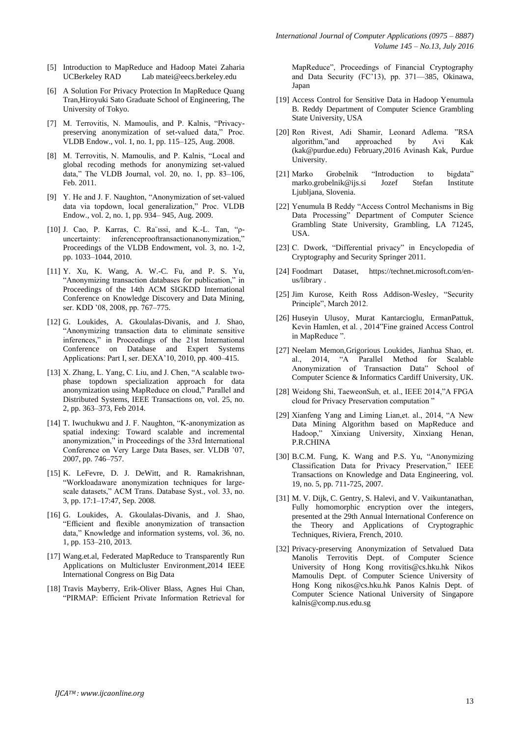[5] Introduction to MapReduce and Hadoop Matei Zaharia UCBerkeley RAD Lab matei@eecs.berkeley.edu

[6] A Solution For Privacy Protection In MapReduce Quang Tran,Hiroyuki Sato Graduate School of Engineering, The University of Tokyo.

[7] M. Terrovitis, N. Mamoulis, and P. Kalnis, "Privacy-preserving anonymization of set-valued data," Proc. VLDB Endow., vol. 1, no. 1, pp. 115–125, Aug. 2008.

[8] M. Terrovitis, N. Mamoulis, and P. Kalnis, "Local and global recoding methods for anonymizing set-valued data," The VLDB Journal, vol. 20, no. 1, pp. 83–106, Feb. 2011.

[9] Y. He and J. F. Naughton, "Anonymization of set-valued data via topdown, local generalization," Proc. VLDB Endow., vol. 2, no. 1, pp. 934– 945, Aug. 2009.

[10] J. Cao, P. Karras, C. Ra¨ıssi, and K.-L. Tan, "ρ-uncertainty: inferenceprooftransactionanonymization," Proceedings of the VLDB Endowment, vol. 3, no. 1-2, pp. 1033–1044, 2010.

[11] Y. Xu, K. Wang, A. W.-C. Fu, and P. S. Yu, "Anonymizing transaction databases for publication," in Proceedings of the 14th ACM SIGKDD International Conference on Knowledge Discovery and Data Mining, ser. KDD '08, 2008, pp. 767–775.

[12] G. Loukides, A. Gkoulalas-Divanis, and J. Shao, "Anonymizing transaction data to eliminate sensitive inferences," in Proceedings of the 21st International Conference on Database and Expert Systems Applications: Part I, ser. DEXA'10, 2010, pp. 400–415.

[13] X. Zhang, L. Yang, C. Liu, and J. Chen, "A scalable two-phase topdown specialization approach for data anonymization using MapReduce on cloud," Parallel and Distributed Systems, IEEE Transactions on, vol. 25, no. 2, pp. 363–373, Feb 2014.

[14] T. Iwuchukwu and J. F. Naughton, "K-anonymization as spatial indexing: Toward scalable and incremental anonymization," in Proceedings of the 33rd International Conference on Very Large Data Bases, ser. VLDB '07, 2007, pp. 746–757.

[15] K. LeFevre, D. J. DeWitt, and R. Ramakrishnan, "Workloadaware anonymization techniques for large-scale datasets," ACM Trans. Database Syst., vol. 33, no. 3, pp. 17:1–17:47, Sep. 2008.

[16] G. Loukides, A. Gkoulalas-Divanis, and J. Shao, "Efficient and flexible anonymization of transaction data," Knowledge and information systems, vol. 36, no. 1, pp. 153–210, 2013.

[17] Wang.et.al, Federated MapReduce to Transparently Run Applications on Multicluster Environment,2014 IEEE International Congress on Big Data

[18] Travis Mayberry, Erik-Oliver Blass, Agnes Hui Chan, "PIRMAP: Efficient Private Information Retrieval for MapReduce", Proceedings of Financial Cryptography and Data Security (FC'13), pp. 371—385, Okinawa, Japan

[19] Access Control for Sensitive Data in Hadoop Yenumula B. Reddy Department of Computer Science Grambling State University, USA

[20] Ron Rivest, Adi Shamir, Leonard Adlema. "RSA algorithm,"and approached by Avi Kak (kak@purdue.edu) February,2016 Avinash Kak, Purdue University.

[21] Marko Grobelnik "Introduction to bigdata" marko.grobelnik@ijs.si Jozef Stefan Institute Ljubljana, Slovenia.

[22] Yenumula B Reddy "Access Control Mechanisms in Big Data Processing" Department of Computer Science Grambling State University, Grambling, LA 71245, USA.

[23] C. Dwork, "Differential privacy" in Encyclopedia of Cryptography and Security Springer 2011.

[24] Foodmart Dataset, https://technet.microsoft.com/en-us/library .

[25] Jim Kurose, Keith Ross Addison-Wesley, "Security Principle", March 2012.

[26] Huseyin Ulusoy, Murat Kantarcioglu, ErmanPattuk, Kevin Hamlen, et al. , 2014"Fine grained Access Control in MapReduce ".

[27] Neelam Memon,Grigorious Loukides, Jianhua Shao, et. al., 2014, "A Parallel Method for Scalable Anonymization of Transaction Data" School of Computer Science & Informatics Cardiff University, UK.

[28] Weidong Shi, TaeweonSuh, et. al., IEEE 2014,"A FPGA cloud for Privacy Preservation computation "

[29] Xianfeng Yang and Liming Lian,et. al., 2014, "A New Data Mining Algorithm based on MapReduce and Hadoop," Xinxiang University, Xinxiang Henan, P.R.CHINA

[30] B.C.M. Fung, K. Wang and P.S. Yu, "Anonymizing Classification Data for Privacy Preservation," IEEE Transactions on Knowledge and Data Engineering, vol. 19, no. 5, pp. 711-725, 2007.

[31] M. V. Dijk, C. Gentry, S. Halevi, and V. Vaikuntanathan, Fully homomorphic encryption over the integers, presented at the 29th Annual International Conference on the Theory and Applications of Cryptographic Techniques, Riviera, French, 2010.

[32] Privacy-preserving Anonymization of Setvalued Data Manolis Terrovitis Dept. of Computer Science University of Hong Kong rrovitis@cs.hku.hk Nikos Mamoulis Dept. of Computer Science University of Hong Kong nikos@cs.hku.hk Panos Kalnis Dept. of Computer Science National University of Singapore kalnis@comp.nus.edu.sg